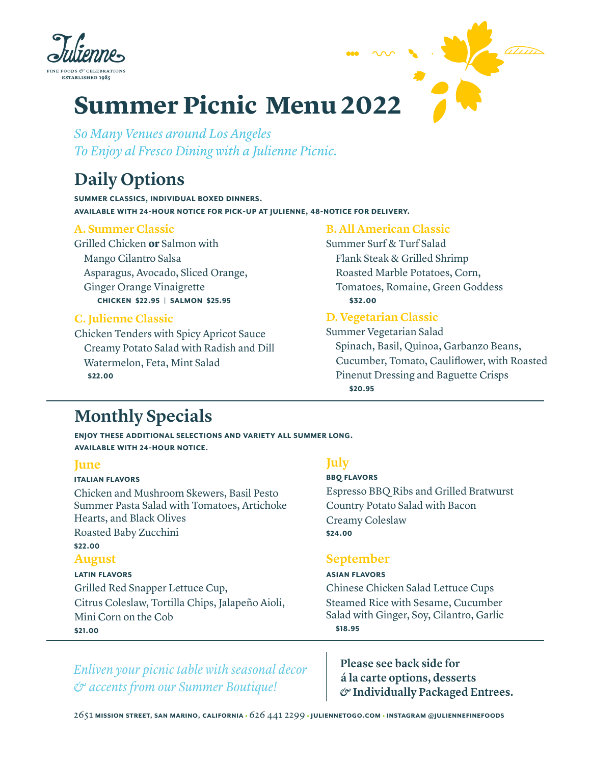Julienne
FINE FOODS & CELEBRATIONS
ESTABLISHED 1985

# Summer Picnic Menu 2022

*So Many Venues around Los Angeles*
*To Enjoy al Fresco Dining with a Julienne Picnic.*

## Daily Options

**SUMMER CLASSICS, INDIVIDUAL BOXED DINNERS.**
**AVAILABLE WITH 24-HOUR NOTICE FOR PICK-UP AT JULIENNE, 48-NOTICE FOR DELIVERY.**

### A. Summer Classic

Grilled Chicken **or** Salmon with
Mango Cilantro Salsa
Asparagus, Avocado, Sliced Orange,
Ginger Orange Vinaigrette
**CHICKEN $22.95 | SALMON $25.95**

### C. Julienne Classic

Chicken Tenders with Spicy Apricot Sauce
Creamy Potato Salad with Radish and Dill
Watermelon, Feta, Mint Salad
**$22.00**

### B. All American Classic

Summer Surf & Turf Salad
Flank Steak & Grilled Shrimp
Roasted Marble Potatoes, Corn,
Tomatoes, Romaine, Green Goddess
**$32.00**

### D. Vegetarian Classic

Summer Vegetarian Salad
Spinach, Basil, Quinoa, Garbanzo Beans,
Cucumber, Tomato, Cauliflower, with Roasted
Pinenut Dressing and Baguette Crisps
**$20.95**

## Monthly Specials

**ENJOY THESE ADDITIONAL SELECTIONS AND VARIETY ALL SUMMER LONG.**
**AVAILABLE WITH 24-HOUR NOTICE.**

### June

**ITALIAN FLAVORS**

Chicken and Mushroom Skewers, Basil Pesto
Summer Pasta Salad with Tomatoes, Artichoke Hearts, and Black Olives
Roasted Baby Zucchini
**$22.00**

### August

**LATIN FLAVORS**

Grilled Red Snapper Lettuce Cup,
Citrus Coleslaw, Tortilla Chips, Jalapeño Aioli,
Mini Corn on the Cob
**$21.00**

### July

**BBQ FLAVORS**

Espresso BBQ Ribs and Grilled Bratwurst
Country Potato Salad with Bacon
Creamy Coleslaw
**$24.00**

### September

**ASIAN FLAVORS**

Chinese Chicken Salad Lettuce Cups
Steamed Rice with Sesame, Cucumber Salad with Ginger, Soy, Cilantro, Garlic
**$18.95**

*Enliven your picnic table with seasonal decor & accents from our Summer Boutique!*

**Please see back side for á la carte options, desserts & Individually Packaged Entrees.**

2651 MISSION STREET, SAN MARINO, CALIFORNIA • 626 441 2299 • JULIENNETOGO.COM • INSTAGRAM @JULIENNEFINEFOODS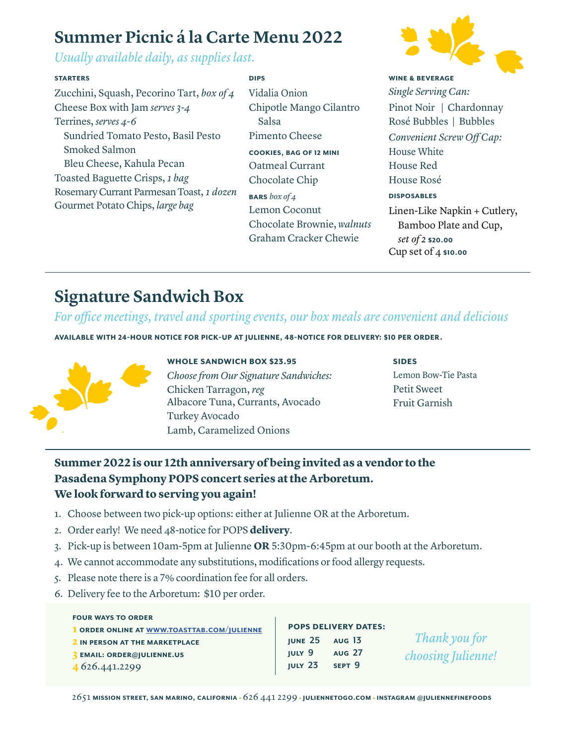# Summer Picnic á la Carte Menu 2022

*Usually available daily, as supplies last.*

### STARTERS

Zucchini, Squash, Pecorino Tart, *box of 4*
Cheese Box with Jam *serves 3-4*
Terrines, *serves 4-6*
- Sundried Tomato Pesto, Basil Pesto
- Smoked Salmon
- Bleu Cheese, Kahula Pecan

Toasted Baguette Crisps, *1 bag*
Rosemary Currant Parmesan Toast, *1 dozen*
Gourmet Potato Chips, *large bag*

### DIPS

Vidalia Onion
Chipotle Mango Cilantro Salsa
Pimento Cheese

### COOKIES, BAG OF 12 MINI

Oatmeal Currant
Chocolate Chip

### BARS *box of 4*

Lemon Coconut
Chocolate Brownie, *walnuts*
Graham Cracker Chewie

### WINE & BEVERAGE

*Single Serving Can:*
Pinot Noir | Chardonnay
Rosé Bubbles | Bubbles

*Convenient Screw Off Cap:*
House White
House Red
House Rosé

### DISPOSABLES

Linen-Like Napkin + Cutlery, Bamboo Plate and Cup, *set of 2* $20.00
Cup set of 4 $10.00

---

## Signature Sandwich Box

*For office meetings, travel and sporting events, our box meals are convenient and delicious*

**AVAILABLE WITH 24-HOUR NOTICE FOR PICK-UP AT JULIENNE, 48-NOTICE FOR DELIVERY: $10 PER ORDER.**

### WHOLE SANDWICH BOX $23.95

*Choose from Our Signature Sandwiches:*
Chicken Tarragon, *reg*
Albacore Tuna, Currants, Avocado
Turkey Avocado
Lamb, Caramelized Onions

### SIDES

Lemon Bow-Tie Pasta
Petit Sweet
Fruit Garnish

---

**Summer 2022 is our 12th anniversary of being invited as a vendor to the Pasadena Symphony POPS concert series at the Arboretum. We look forward to serving you again!**

1. Choose between two pick-up options: either at Julienne OR at the Arboretum.
2. Order early! We need 48-notice for POPS **delivery**.
3. Pick-up is between 10am-5pm at Julienne **OR** 5:30pm-6:45pm at our booth at the Arboretum.
4. We cannot accommodate any substitutions, modifications or food allergy requests.
5. Please note there is a 7% coordination fee for all orders.
6. Delivery fee to the Arboretum: $10 per order.

### FOUR WAYS TO ORDER

1. ORDER ONLINE AT WWW.TOASTTAB.COM/JULIENNE
2. IN PERSON AT THE MARKETPLACE
3. EMAIL: ORDER@JULIENNE.US
4. 626.441.2299

### POPS DELIVERY DATES:

| | |
|---|---|
| JUNE 25 | AUG 13 |
| JULY 9 | AUG 27 |
| JULY 23 | SEPT 9 |

*Thank you for choosing Julienne!*

2651 MISSION STREET, SAN MARINO, CALIFORNIA • 626 441 2299 • JULIENNETOGO.COM • INSTAGRAM @JULIENNEFINEFOODS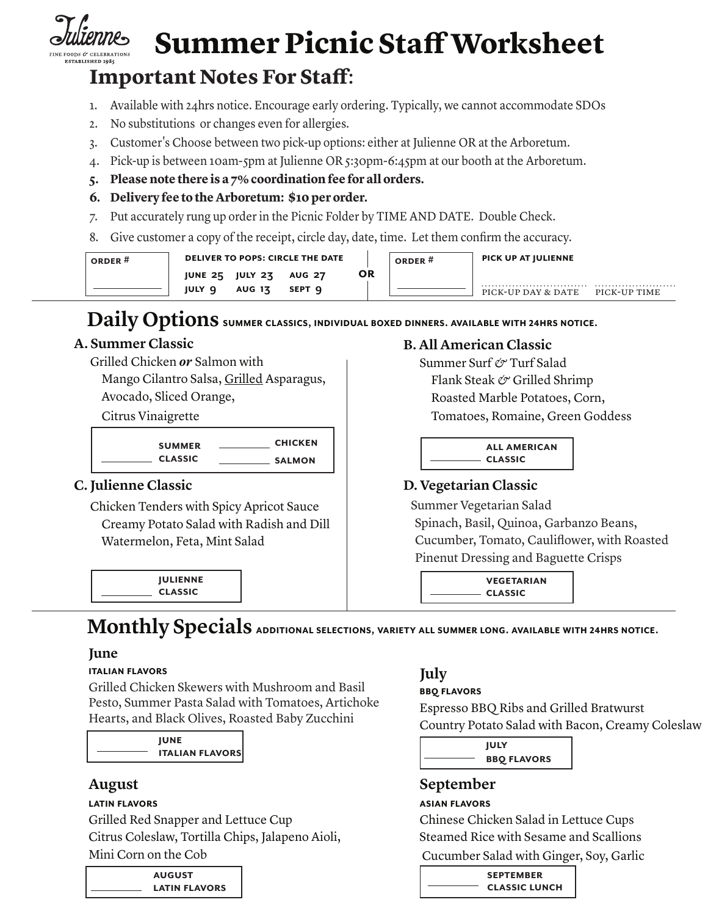Julienne
FINE FOODS & CELEBRATIONS
ESTABLISHED 1985

# Summer Picnic Staff Worksheet

## Important Notes For Staff:

1. Available with 24hrs notice. Encourage early ordering. Typically, we cannot accommodate SDOs
2. No substitutions or changes even for allergies.
3. Customer's Choose between two pick-up options: either at Julienne OR at the Arboretum.
4. Pick-up is between 10am-5pm at Julienne OR 5:30pm-6:45pm at our booth at the Arboretum.
5. **Please note there is a 7% coordination fee for all orders.**
6. **Delivery fee to the Arboretum: $10 per order.**
7. Put accurately rung up order in the Picnic Folder by TIME AND DATE. Double Check.
8. Give customer a copy of the receipt, circle day, date, time. Let them confirm the accuracy.

ORDER # ____________

DELIVER TO POPS: CIRCLE THE DATE

| | | |
|---|---|---|
| JUNE 25 | JULY 23 | AUG 27 |
| JULY 9 | AUG 13 | SEPT 9 |

OR

ORDER # ____________

PICK UP AT JULIENNE

............................ PICK-UP DAY & DATE ............................ PICK-UP TIME

## Daily Options SUMMER CLASSICS, INDIVIDUAL BOXED DINNERS. AVAILABLE WITH 24HRS NOTICE.

### A. Summer Classic

Grilled Chicken ***or*** Salmon with
Mango Cilantro Salsa, Grilled Asparagus,
Avocado, Sliced Orange,
Citrus Vinaigrette

________ SUMMER CLASSIC ________ CHICKEN ________ SALMON

### B. All American Classic

Summer Surf & Turf Salad
Flank Steak & Grilled Shrimp
Roasted Marble Potatoes, Corn,
Tomatoes, Romaine, Green Goddess

________ ALL AMERICAN CLASSIC

### C. Julienne Classic

Chicken Tenders with Spicy Apricot Sauce
Creamy Potato Salad with Radish and Dill
Watermelon, Feta, Mint Salad

________ JULIENNE CLASSIC

### D. Vegetarian Classic

Summer Vegetarian Salad
Spinach, Basil, Quinoa, Garbanzo Beans,
Cucumber, Tomato, Cauliflower, with Roasted
Pinenut Dressing and Baguette Crisps

________ VEGETARIAN CLASSIC

## Monthly Specials ADDITIONAL SELECTIONS, VARIETY ALL SUMMER LONG. AVAILABLE WITH 24HRS NOTICE.

### June

ITALIAN FLAVORS

Grilled Chicken Skewers with Mushroom and Basil Pesto, Summer Pasta Salad with Tomatoes, Artichoke Hearts, and Black Olives, Roasted Baby Zucchini

________ JUNE ITALIAN FLAVORS

### July

BBQ FLAVORS

Espresso BBQ Ribs and Grilled Bratwurst
Country Potato Salad with Bacon, Creamy Coleslaw

________ JULY BBQ FLAVORS

### August

LATIN FLAVORS

Grilled Red Snapper and Lettuce Cup
Citrus Coleslaw, Tortilla Chips, Jalapeno Aioli,
Mini Corn on the Cob

________ AUGUST LATIN FLAVORS

### September

ASIAN FLAVORS

Chinese Chicken Salad in Lettuce Cups
Steamed Rice with Sesame and Scallions
Cucumber Salad with Ginger, Soy, Garlic

________ SEPTEMBER CLASSIC LUNCH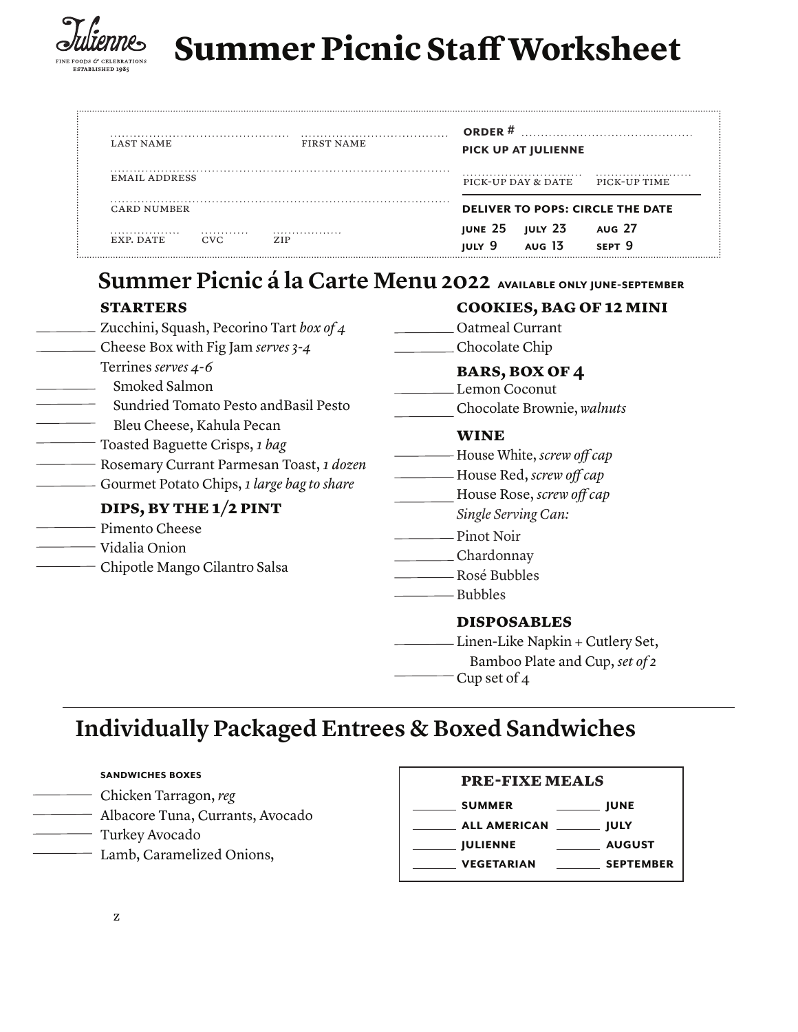Julienne
FINE FOODS & CELEBRATIONS
ESTABLISHED 1985

# Summer Picnic Staff Worksheet

LAST NAME ............ FIRST NAME ............

EMAIL ADDRESS ............

CARD NUMBER ............

EXP. DATE ............ CVC ............ ZIP ............

**ORDER #** ............

**PICK UP AT JULIENNE**

PICK-UP DAY & DATE ............ PICK-UP TIME ............

**DELIVER TO POPS: CIRCLE THE DATE**

| | | |
|---|---|---|
| JUNE 25 | JULY 23 | AUG 27 |
| JULY 9 | AUG 13 | SEPT 9 |

## Summer Picnic á la Carte Menu 2022 AVAILABLE ONLY JUNE-SEPTEMBER

### STARTERS

- ______ Zucchini, Squash, Pecorino Tart *box of 4*
- ______ Cheese Box with Fig Jam *serves 3-4*
- Terrines *serves 4-6*
  - ______ Smoked Salmon
  - ______ Sundried Tomato Pesto andBasil Pesto
  - ______ Bleu Cheese, Kahula Pecan
- ______ Toasted Baguette Crisps, *1 bag*
- ______ Rosemary Currant Parmesan Toast, *1 dozen*
- ______ Gourmet Potato Chips, *1 large bag to share*

### DIPS, BY THE 1/2 PINT

- ______ Pimento Cheese
- ______ Vidalia Onion
- ______ Chipotle Mango Cilantro Salsa

### COOKIES, BAG OF 12 MINI

- ______ Oatmeal Currant
- ______ Chocolate Chip

### BARS, BOX OF 4

- ______ Lemon Coconut
- ______ Chocolate Brownie, *walnuts*

### WINE

- ______ House White, *screw off cap*
- ______ House Red, *screw off cap*
- ______ House Rose, *screw off cap*
- *Single Serving Can:*
- ______ Pinot Noir
- ______ Chardonnay
- ______ Rosé Bubbles
- ______ Bubbles

### DISPOSABLES

- ______ Linen-Like Napkin + Cutlery Set, Bamboo Plate and Cup, *set of 2*
- ______ Cup set of 4

## Individually Packaged Entrees & Boxed Sandwiches

**SANDWICHES BOXES**

- ______ Chicken Tarragon, *reg*
- ______ Albacore Tuna, Currants, Avocado
- ______ Turkey Avocado
- ______ Lamb, Caramelized Onions,

### PRE-FIXE MEALS

| | |
|---|---|
| ______ SUMMER | ______ JUNE |
| ______ ALL AMERICAN | ______ JULY |
| ______ JULIENNE | ______ AUGUST |
| ______ VEGETARIAN | ______ SEPTEMBER |

z